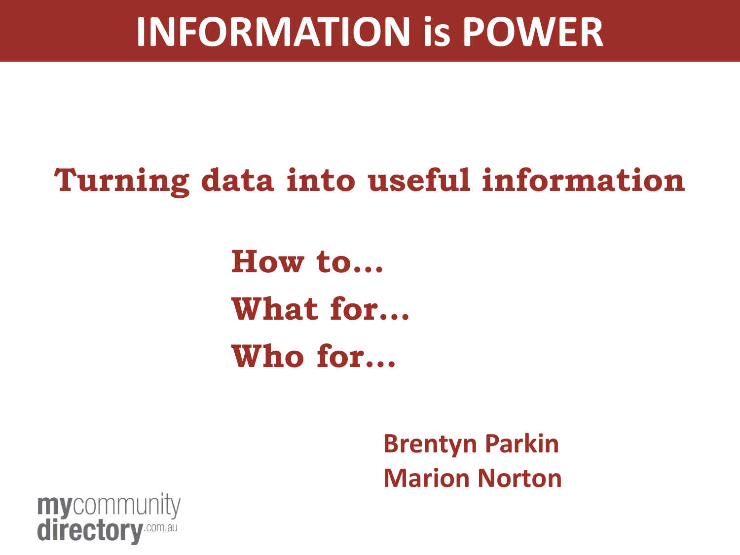# INFORMATION is POWER

## Turning data into useful information

**How to…**

**What for…**

**Who for…**

**Brentyn Parkin**
**Marion Norton**

mycommunity directory.com.au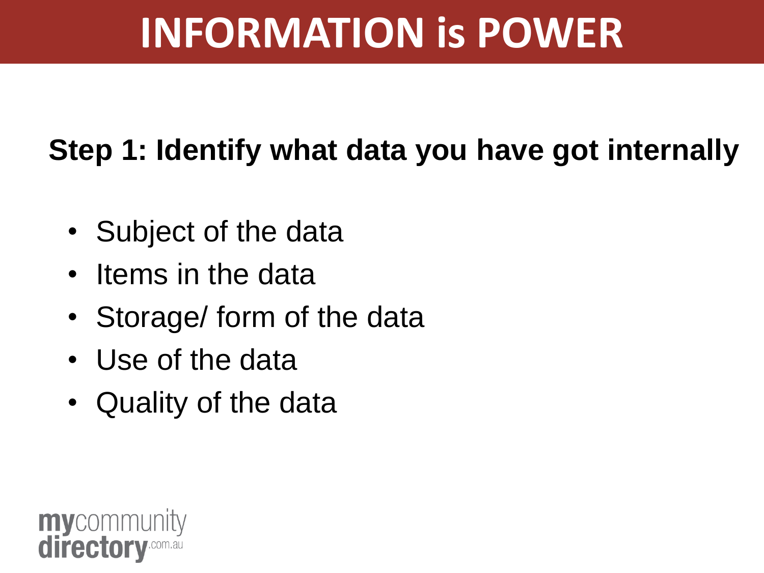# INFORMATION is POWER

**Step 1: Identify what data you have got internally**

- Subject of the data
- Items in the data
- Storage/ form of the data
- Use of the data
- Quality of the data

mycommunity directory.com.au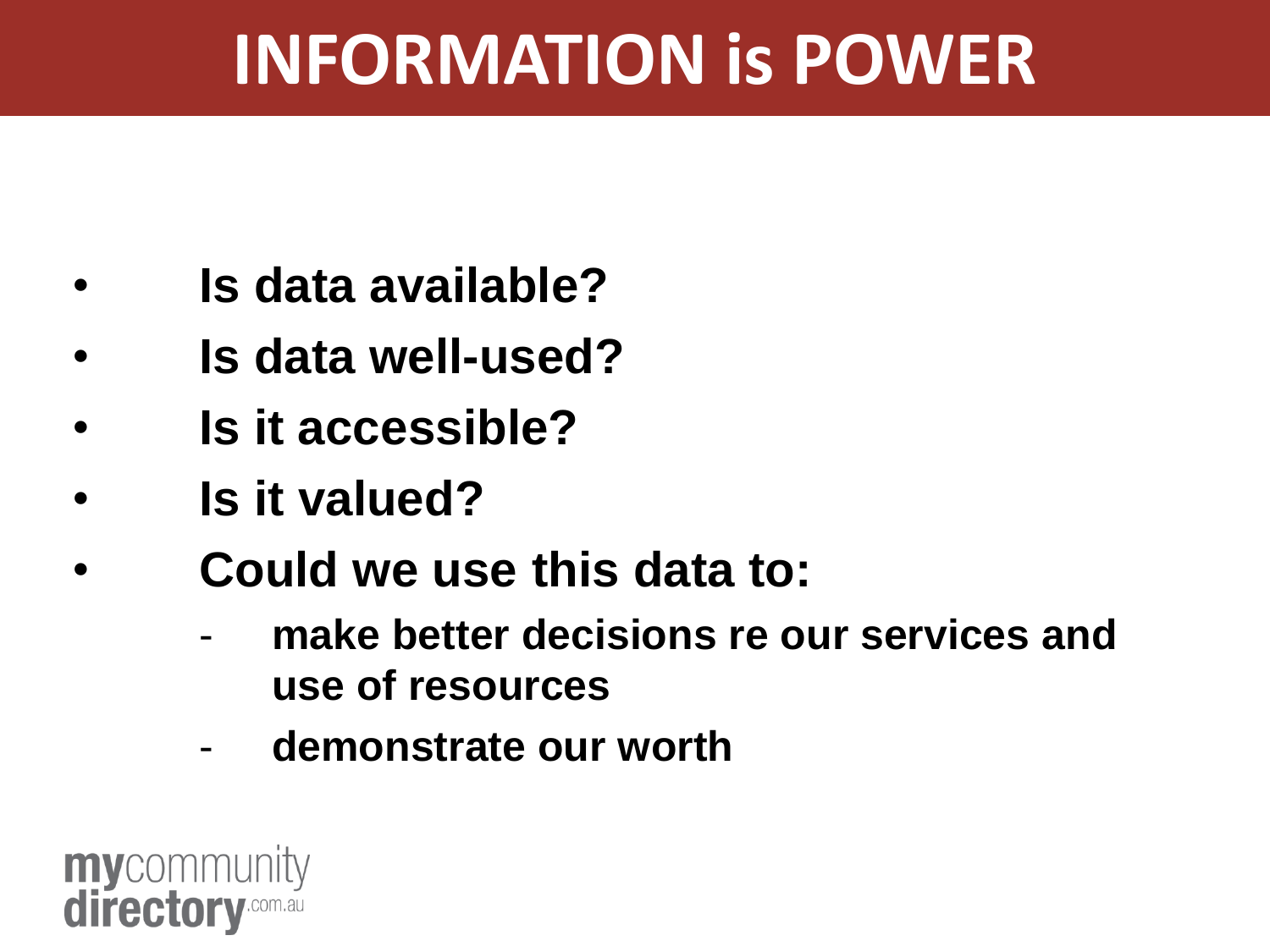# INFORMATION is POWER

- **Is data available?**
- **Is data well-used?**
- **Is it accessible?**
- **Is it valued?**
- **Could we use this data to:**
  - **make better decisions re our services and use of resources**
  - **demonstrate our worth**

mycommunity directory.com.au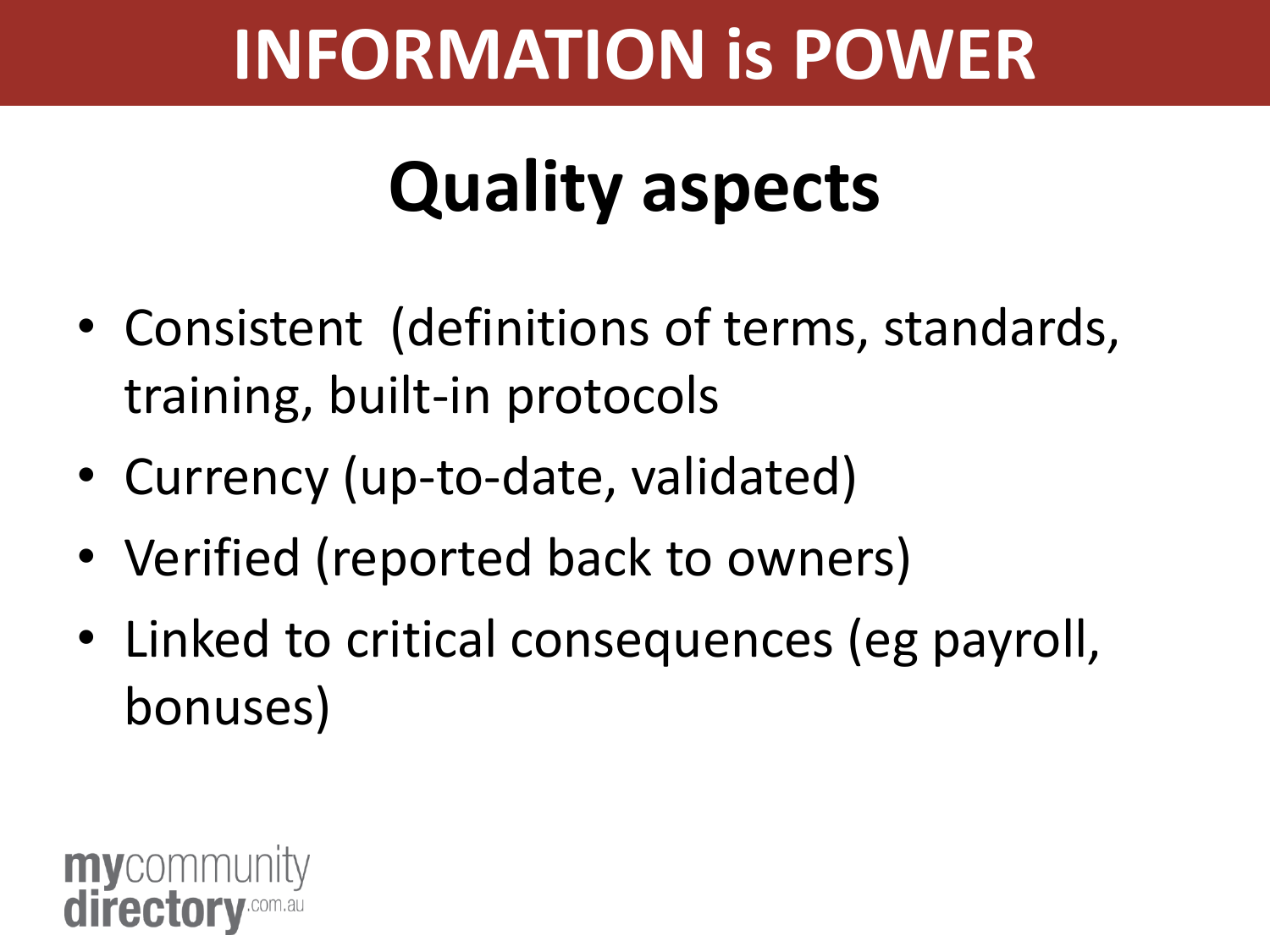# INFORMATION is POWER

## Quality aspects

- Consistent (definitions of terms, standards, training, built-in protocols
- Currency (up-to-date, validated)
- Verified (reported back to owners)
- Linked to critical consequences (eg payroll, bonuses)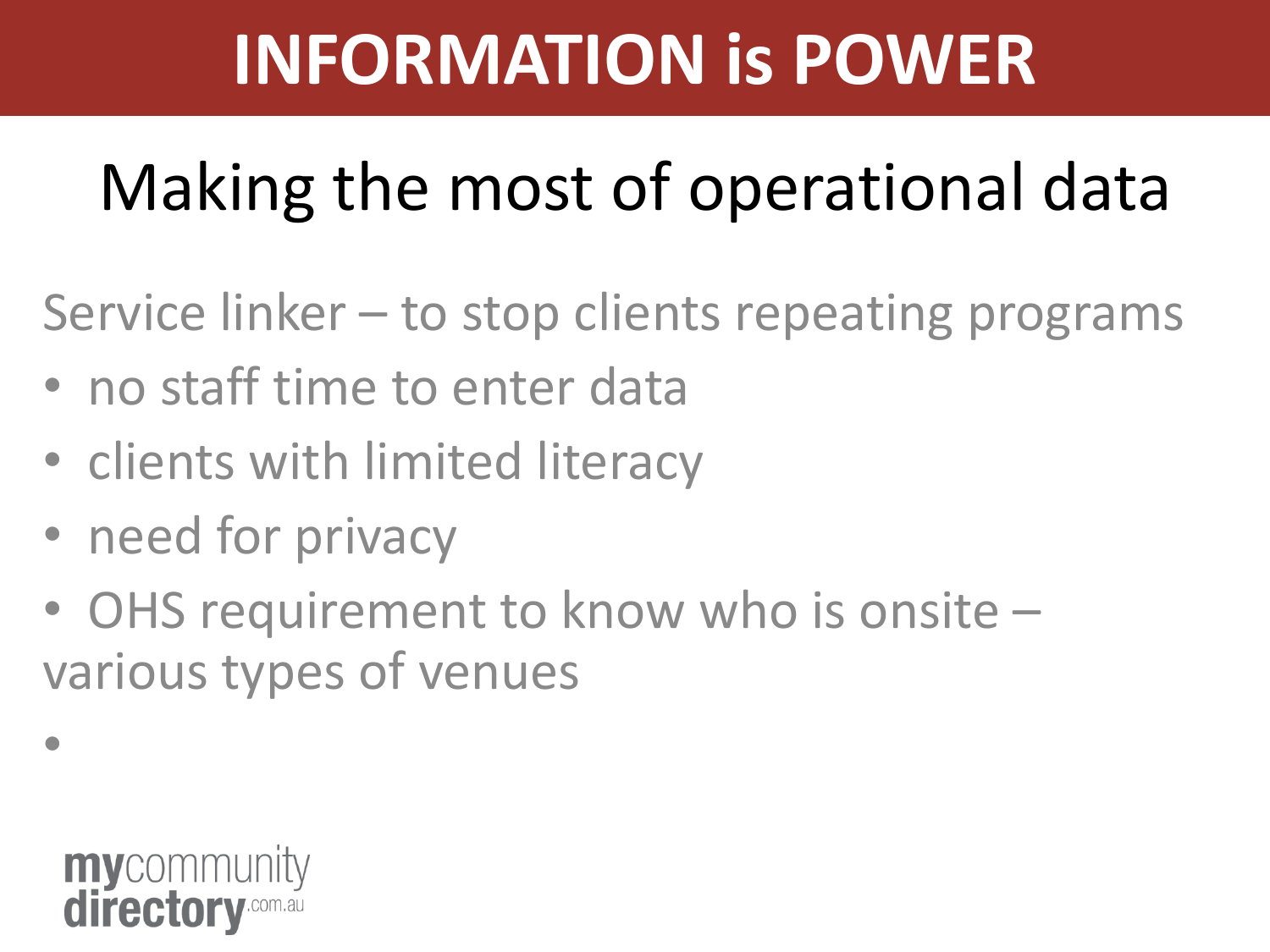# INFORMATION is POWER

## Making the most of operational data

Service linker – to stop clients repeating programs

- no staff time to enter data
- clients with limited literacy
- need for privacy
- OHS requirement to know who is onsite – various types of venues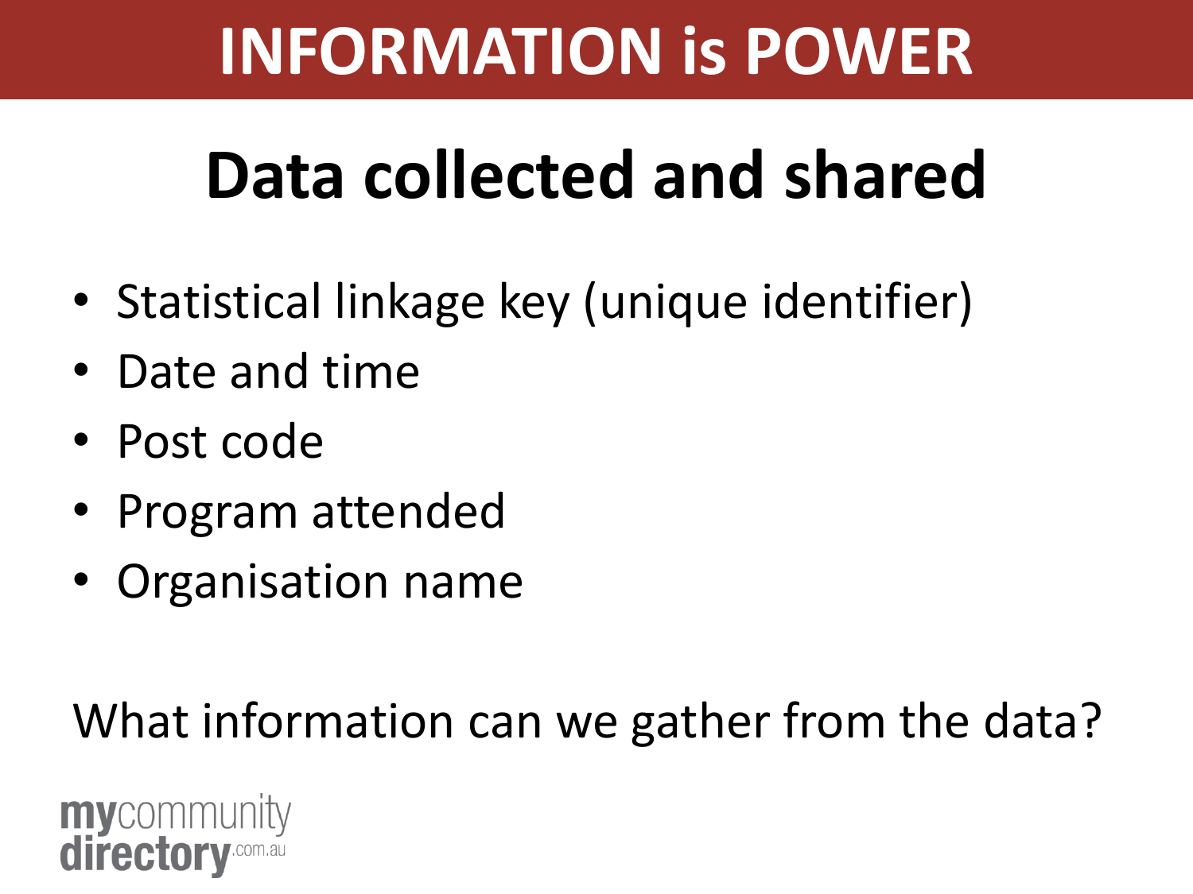# INFORMATION is POWER

## Data collected and shared

- Statistical linkage key (unique identifier)
- Date and time
- Post code
- Program attended
- Organisation name

What information can we gather from the data?

mycommunity directory.com.au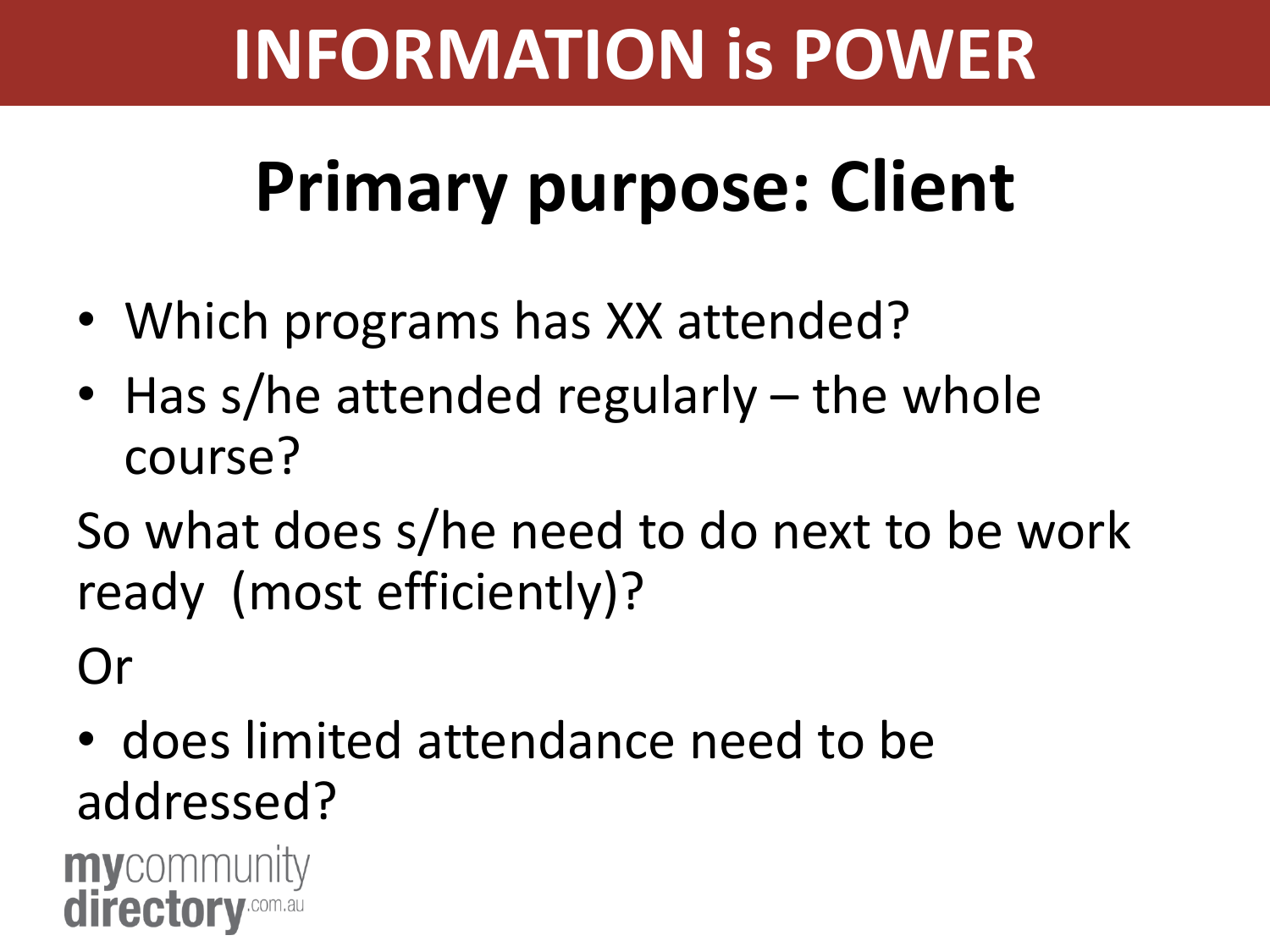# INFORMATION is POWER

## Primary purpose: Client

- Which programs has XX attended?
- Has s/he attended regularly – the whole course?

So what does s/he need to do next to be work ready (most efficiently)?

Or

- does limited attendance need to be addressed?

mycommunity directory.com.au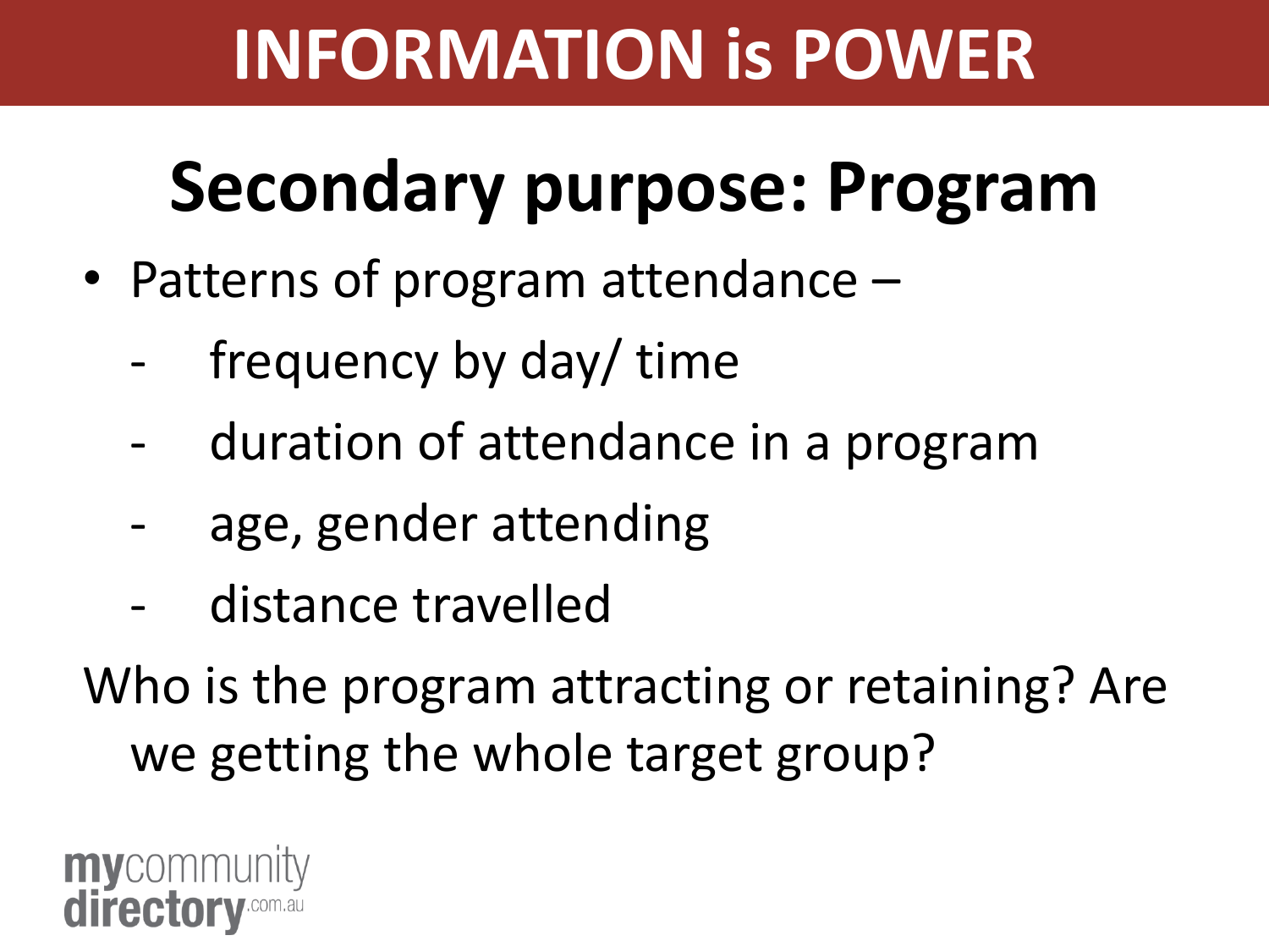# INFORMATION is POWER

## Secondary purpose: Program

- Patterns of program attendance –
  - frequency by day/ time
  - duration of attendance in a program
  - age, gender attending
  - distance travelled

Who is the program attracting or retaining? Are we getting the whole target group?

mycommunity directory.com.au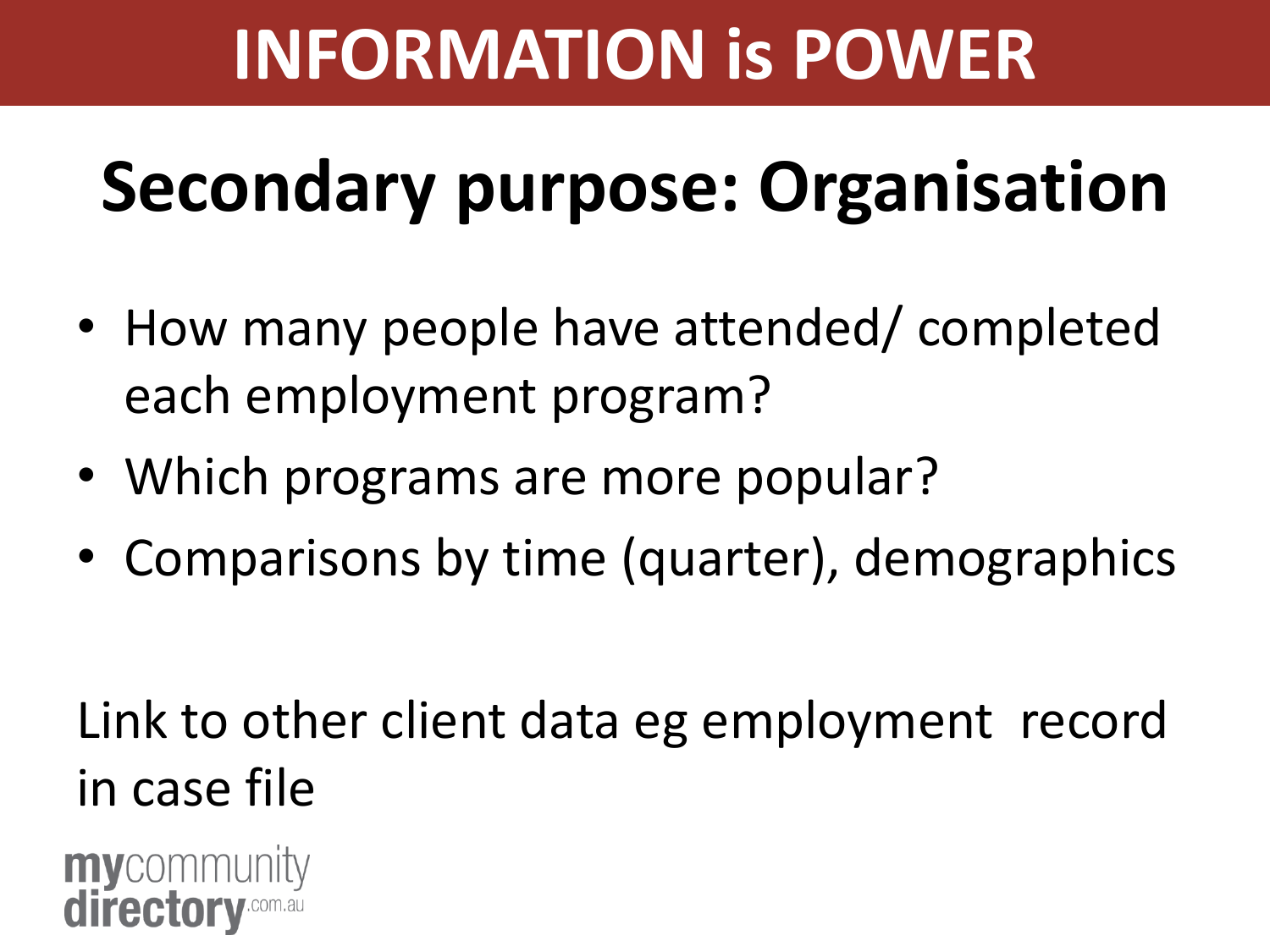# INFORMATION is POWER

## Secondary purpose: Organisation

- How many people have attended/ completed each employment program?
- Which programs are more popular?
- Comparisons by time (quarter), demographics

Link to other client data eg employment record in case file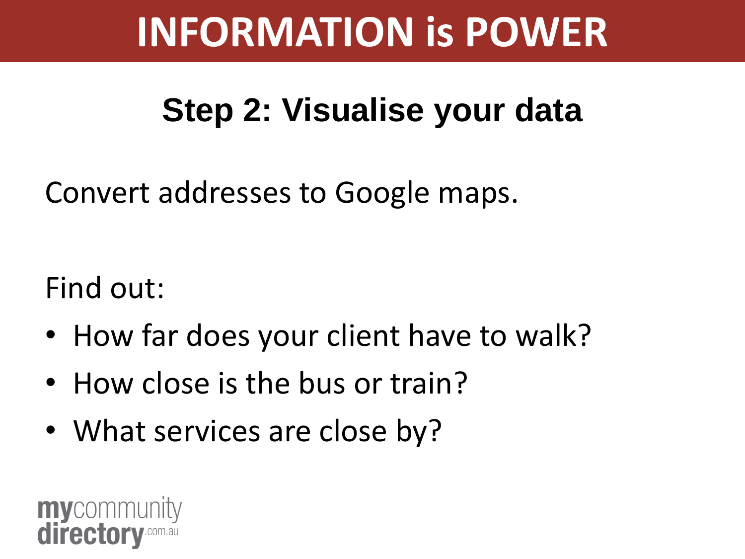# INFORMATION is POWER

## Step 2: Visualise your data

Convert addresses to Google maps.

Find out:

- How far does your client have to walk?
- How close is the bus or train?
- What services are close by?

mycommunity directory.com.au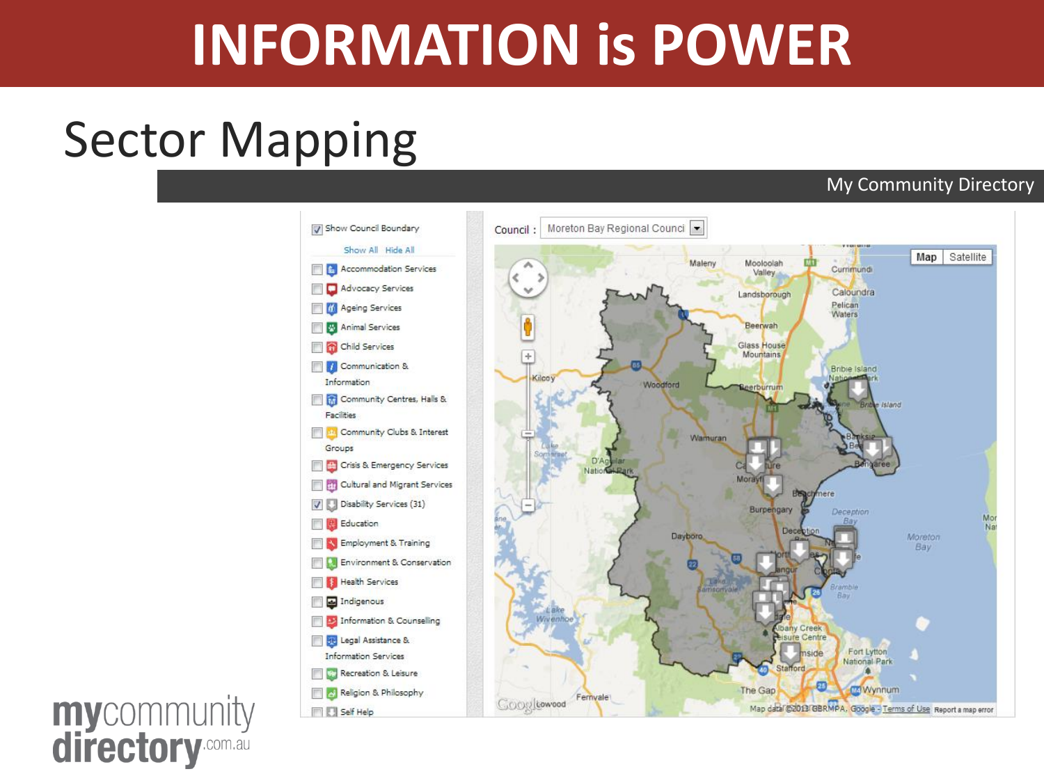# INFORMATION is POWER

## Sector Mapping

My Community Directory

- [x] Show Council Boundary

Show All Hide All

- [ ] Accommodation Services
- [ ] Advocacy Services
- [ ] Ageing Services
- [ ] Animal Services
- [ ] Child Services
- [ ] Communication & Information
- [ ] Community Centres, Halls & Facilities
- [ ] Community Clubs & Interest Groups
- [ ] Crisis & Emergency Services
- [ ] Cultural and Migrant Services
- [x] Disability Services (31)
- [ ] Education
- [ ] Employment & Training
- [ ] Environment & Conservation
- [ ] Health Services
- [ ] Indigenous
- [ ] Information & Counselling
- [ ] Legal Assistance & Information Services
- [ ] Recreation & Leisure
- [ ] Religion & Philosophy
- [ ] Self Help

Council : Moreton Bay Regional Counci

mycommunity directory.com.au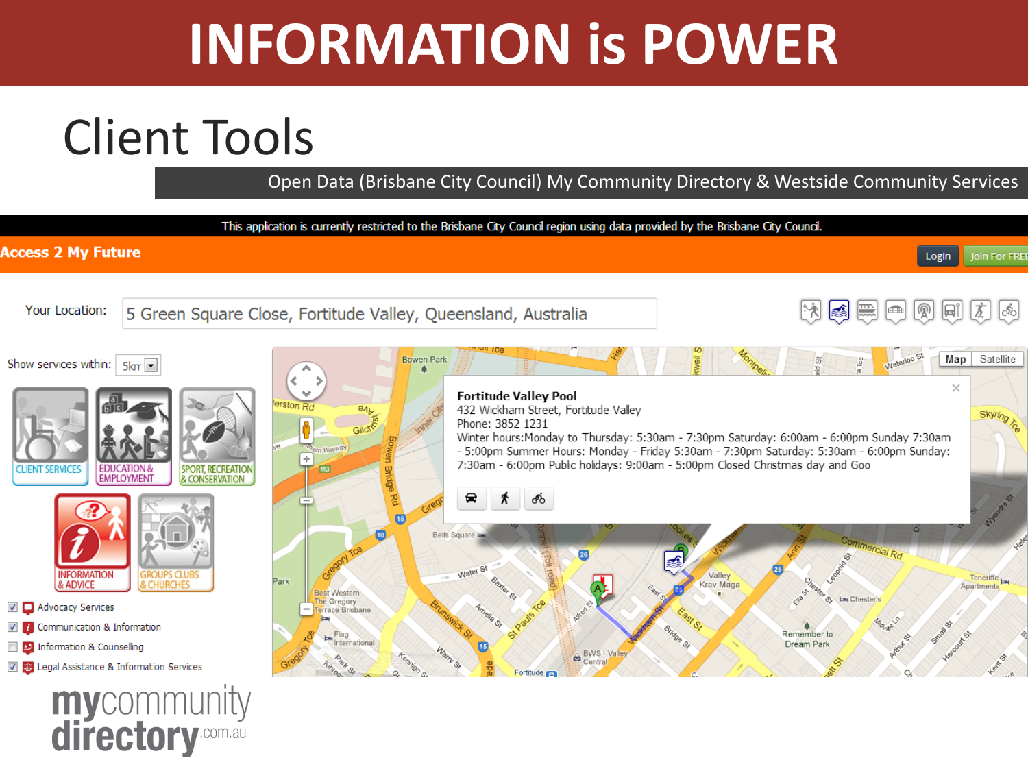# INFORMATION is POWER

## Client Tools

Open Data (Brisbane City Council) My Community Directory & Westside Community Services

This application is currently restricted to the Brisbane City Council region using data provided by the Brisbane City Council.

**Access 2 My Future**

Login | Join For FREE

Your Location: 5 Green Square Close, Fortitude Valley, Queensland, Australia

Show services within: 5km

CLIENT SERVICES | EDUCATION & EMPLOYMENT | SPORT, RECREATION & CONSERVATION | INFORMATION & ADVICE | GROUPS CLUBS & CHURCHES

- [x] Advocacy Services
- [x] Communication & Information
- [ ] Information & Counselling
- [x] Legal Assistance & Information Services

**Fortitude Valley Pool**
432 Wickham Street, Fortitude Valley
Phone: 3852 1231
Winter hours:Monday to Thursday: 5:30am - 7:30pm Saturday: 6:00am - 6:00pm Sunday 7:30am - 5:00pm Summer Hours: Monday - Friday 5:30am - 7:30pm Saturday: 5:30am - 6:00pm Sunday: 7:30am - 6:00pm Public holidays: 9:00am - 5:00pm Closed Christmas day and Goo

mycommunity directory.com.au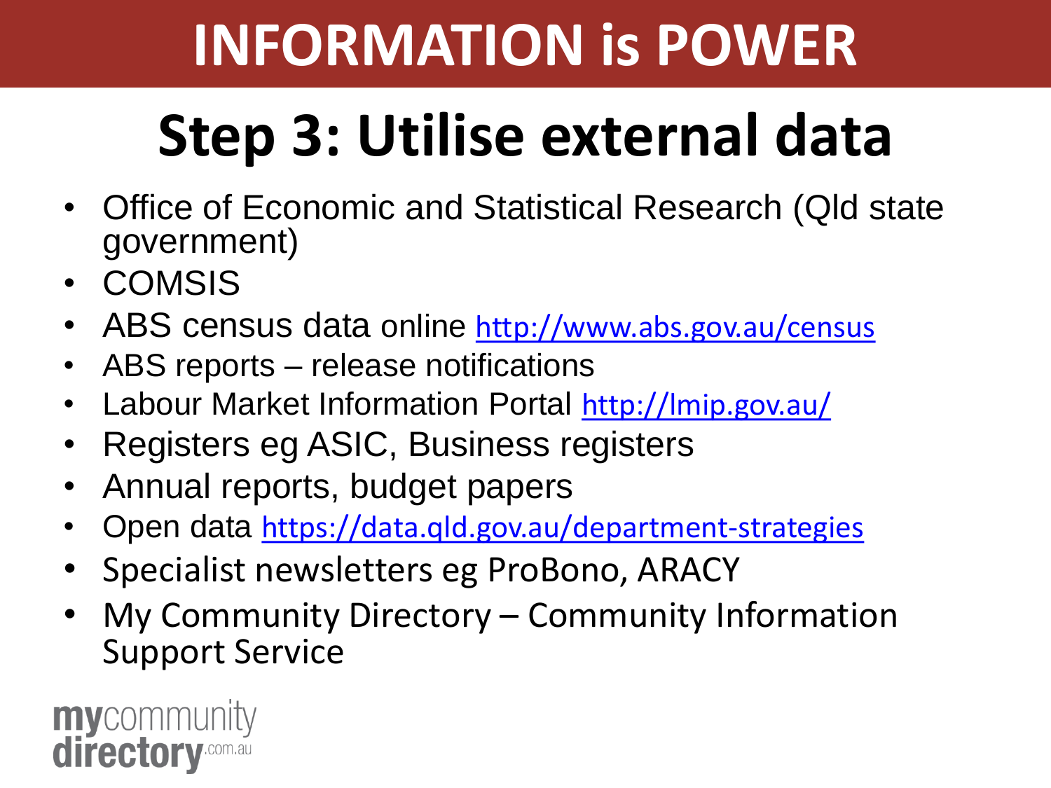# INFORMATION is POWER

## Step 3: Utilise external data

- Office of Economic and Statistical Research (Qld state government)
- COMSIS
- ABS census data online http://www.abs.gov.au/census
- ABS reports – release notifications
- Labour Market Information Portal http://lmip.gov.au/
- Registers eg ASIC, Business registers
- Annual reports, budget papers
- Open data https://data.qld.gov.au/department-strategies
- Specialist newsletters eg ProBono, ARACY
- My Community Directory – Community Information Support Service

mycommunity directory.com.au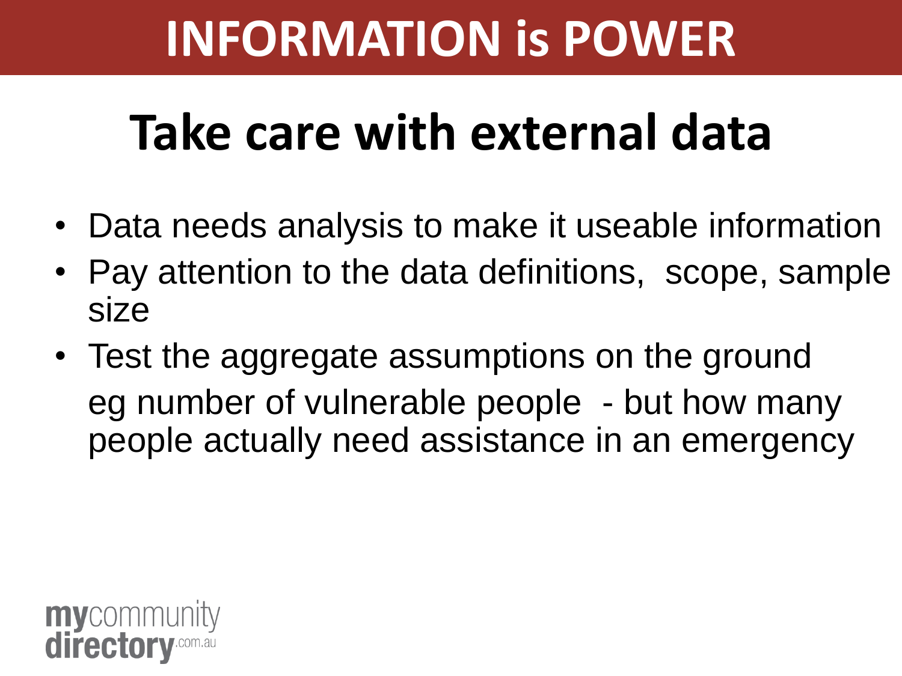# INFORMATION is POWER

## Take care with external data

- Data needs analysis to make it useable information
- Pay attention to the data definitions, scope, sample size
- Test the aggregate assumptions on the ground
  eg number of vulnerable people - but how many people actually need assistance in an emergency

mycommunity directory.com.au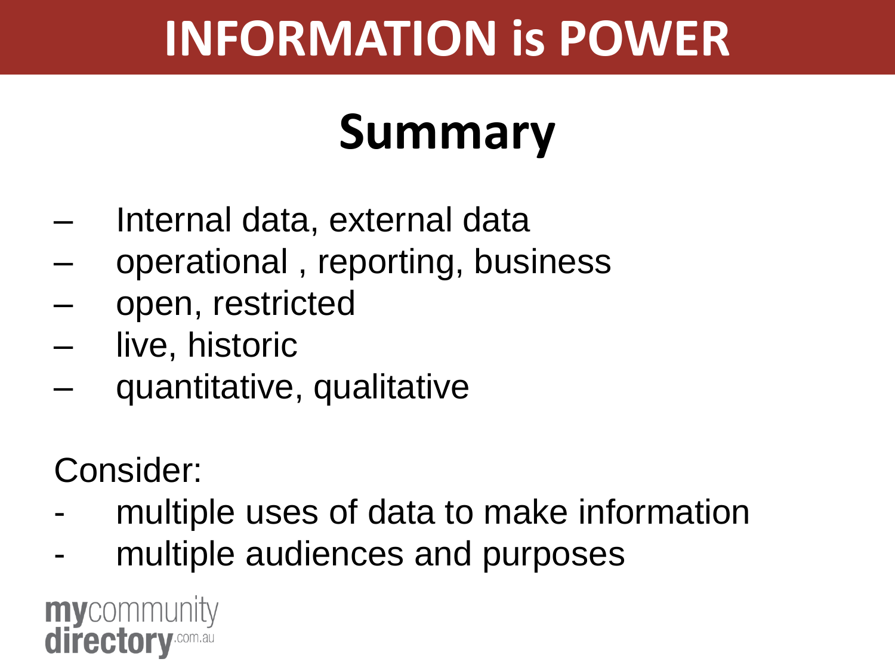# INFORMATION is POWER

## Summary

- Internal data, external data
- operational , reporting, business
- open, restricted
- live, historic
- quantitative, qualitative

Consider:

- multiple uses of data to make information
- multiple audiences and purposes

mycommunity directory.com.au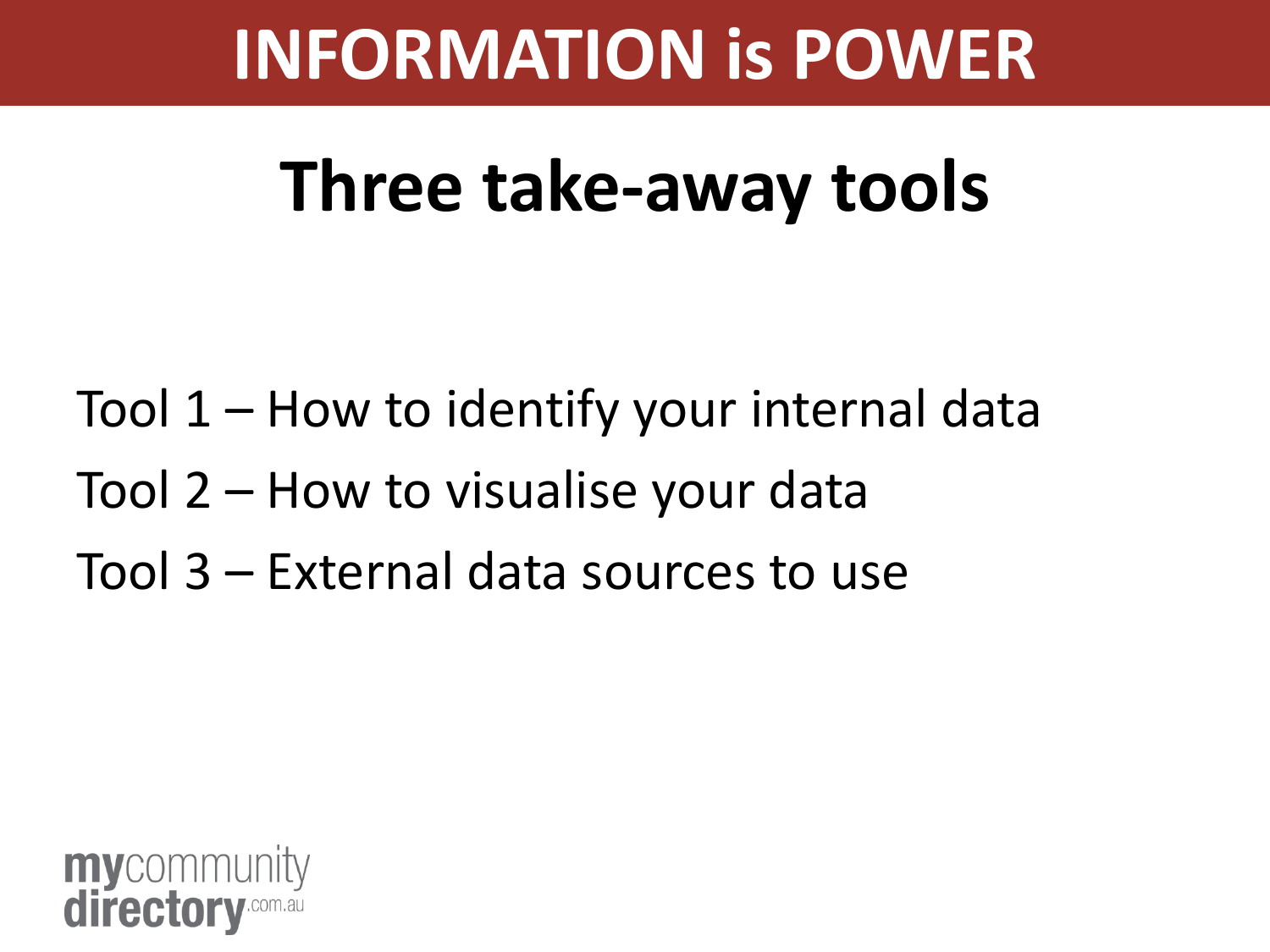# INFORMATION is POWER

## Three take-away tools

Tool 1 – How to identify your internal data

Tool 2 – How to visualise your data

Tool 3 – External data sources to use

mycommunity directory.com.au